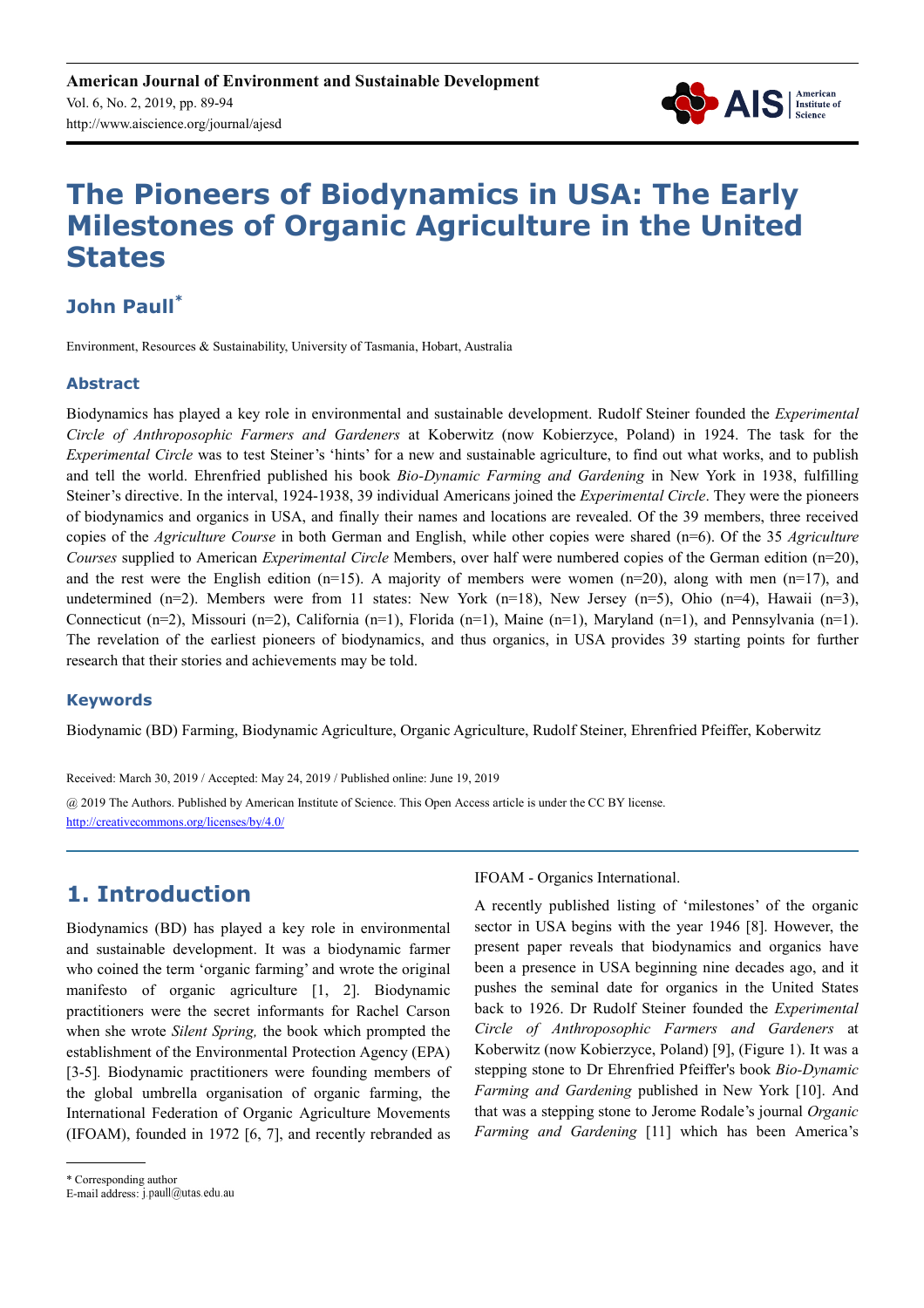American Journal of Environment and Sustainable Development
Vol. 6, No. 2, 2019, pp. 89-94
http://www.aiscience.org/journal/ajesd

# The Pioneers of Biodynamics in USA: The Early Milestones of Organic Agriculture in the United States

## John Paull*

Environment, Resources & Sustainability, University of Tasmania, Hobart, Australia

### Abstract

Biodynamics has played a key role in environmental and sustainable development. Rudolf Steiner founded the *Experimental Circle of Anthroposophic Farmers and Gardeners* at Koberwitz (now Kobierzyce, Poland) in 1924. The task for the *Experimental Circle* was to test Steiner's 'hints' for a new and sustainable agriculture, to find out what works, and to publish and tell the world. Ehrenfried published his book *Bio-Dynamic Farming and Gardening* in New York in 1938, fulfilling Steiner's directive. In the interval, 1924-1938, 39 individual Americans joined the *Experimental Circle*. They were the pioneers of biodynamics and organics in USA, and finally their names and locations are revealed. Of the 39 members, three received copies of the *Agriculture Course* in both German and English, while other copies were shared (n=6). Of the 35 *Agriculture Courses* supplied to American *Experimental Circle* Members, over half were numbered copies of the German edition (n=20), and the rest were the English edition (n=15). A majority of members were women (n=20), along with men (n=17), and undetermined (n=2). Members were from 11 states: New York (n=18), New Jersey (n=5), Ohio (n=4), Hawaii (n=3), Connecticut (n=2), Missouri (n=2), California (n=1), Florida (n=1), Maine (n=1), Maryland (n=1), and Pennsylvania (n=1). The revelation of the earliest pioneers of biodynamics, and thus organics, in USA provides 39 starting points for further research that their stories and achievements may be told.

### Keywords

Biodynamic (BD) Farming, Biodynamic Agriculture, Organic Agriculture, Rudolf Steiner, Ehrenfried Pfeiffer, Koberwitz

Received: March 30, 2019 / Accepted: May 24, 2019 / Published online: June 19, 2019

@ 2019 The Authors. Published by American Institute of Science. This Open Access article is under the CC BY license. http://creativecommons.org/licenses/by/4.0/

## 1. Introduction

Biodynamics (BD) has played a key role in environmental and sustainable development. It was a biodynamic farmer who coined the term 'organic farming' and wrote the original manifesto of organic agriculture [1, 2]. Biodynamic practitioners were the secret informants for Rachel Carson when she wrote *Silent Spring,* the book which prompted the establishment of the Environmental Protection Agency (EPA) [3-5]. Biodynamic practitioners were founding members of the global umbrella organisation of organic farming, the International Federation of Organic Agriculture Movements (IFOAM), founded in 1972 [6, 7], and recently rebranded as IFOAM - Organics International.

A recently published listing of 'milestones' of the organic sector in USA begins with the year 1946 [8]. However, the present paper reveals that biodynamics and organics have been a presence in USA beginning nine decades ago, and it pushes the seminal date for organics in the United States back to 1926. Dr Rudolf Steiner founded the *Experimental Circle of Anthroposophic Farmers and Gardeners* at Koberwitz (now Kobierzyce, Poland) [9], (Figure 1). It was a stepping stone to Dr Ehrenfried Pfeiffer's book *Bio-Dynamic Farming and Gardening* published in New York [10]. And that was a stepping stone to Jerome Rodale's journal *Organic Farming and Gardening* [11] which has been America's

* Corresponding author
E-mail address: j.paull@utas.edu.au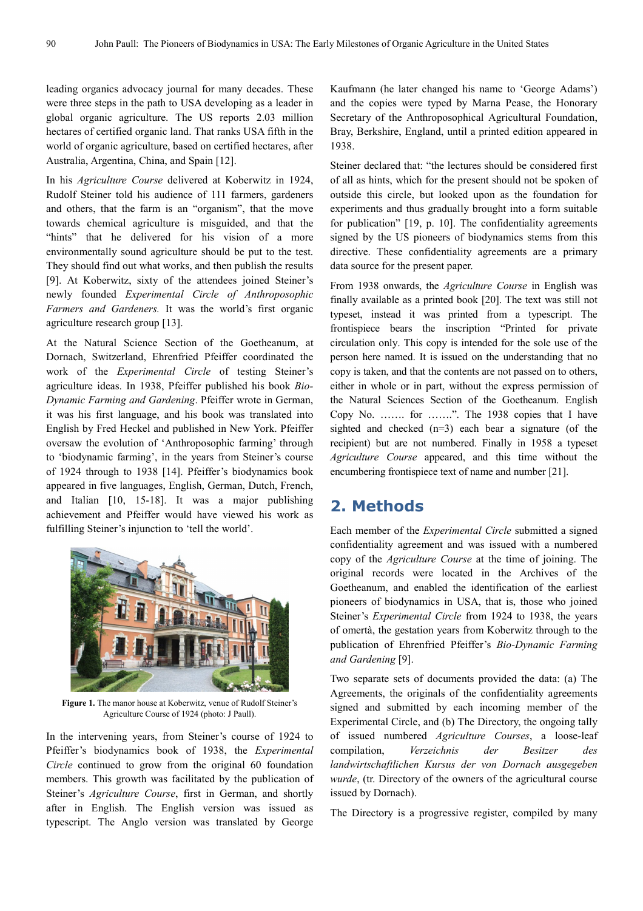leading organics advocacy journal for many decades. These were three steps in the path to USA developing as a leader in global organic agriculture. The US reports 2.03 million hectares of certified organic land. That ranks USA fifth in the world of organic agriculture, based on certified hectares, after Australia, Argentina, China, and Spain [12].

In his *Agriculture Course* delivered at Koberwitz in 1924, Rudolf Steiner told his audience of 111 farmers, gardeners and others, that the farm is an "organism", that the move towards chemical agriculture is misguided, and that the "hints" that he delivered for his vision of a more environmentally sound agriculture should be put to the test. They should find out what works, and then publish the results [9]. At Koberwitz, sixty of the attendees joined Steiner's newly founded *Experimental Circle of Anthroposophic Farmers and Gardeners.* It was the world's first organic agriculture research group [13].

At the Natural Science Section of the Goetheanum, at Dornach, Switzerland, Ehrenfried Pfeiffer coordinated the work of the *Experimental Circle* of testing Steiner's agriculture ideas. In 1938, Pfeiffer published his book *Bio-Dynamic Farming and Gardening*. Pfeiffer wrote in German, it was his first language, and his book was translated into English by Fred Heckel and published in New York. Pfeiffer oversaw the evolution of 'Anthroposophic farming' through to 'biodynamic farming', in the years from Steiner's course of 1924 through to 1938 [14]. Pfeiffer's biodynamics book appeared in five languages, English, German, Dutch, French, and Italian [10, 15-18]. It was a major publishing achievement and Pfeiffer would have viewed his work as fulfilling Steiner's injunction to 'tell the world'.

**Figure 1.** The manor house at Koberwitz, venue of Rudolf Steiner's Agriculture Course of 1924 (photo: J Paull).

In the intervening years, from Steiner's course of 1924 to Pfeiffer's biodynamics book of 1938, the *Experimental Circle* continued to grow from the original 60 foundation members. This growth was facilitated by the publication of Steiner's *Agriculture Course*, first in German, and shortly after in English. The English version was issued as typescript. The Anglo version was translated by George Kaufmann (he later changed his name to 'George Adams') and the copies were typed by Marna Pease, the Honorary Secretary of the Anthroposophical Agricultural Foundation, Bray, Berkshire, England, until a printed edition appeared in 1938.

Steiner declared that: "the lectures should be considered first of all as hints, which for the present should not be spoken of outside this circle, but looked upon as the foundation for experiments and thus gradually brought into a form suitable for publication" [19, p. 10]. The confidentiality agreements signed by the US pioneers of biodynamics stems from this directive. These confidentiality agreements are a primary data source for the present paper.

From 1938 onwards, the *Agriculture Course* in English was finally available as a printed book [20]. The text was still not typeset, instead it was printed from a typescript. The frontispiece bears the inscription "Printed for private circulation only. This copy is intended for the sole use of the person here named. It is issued on the understanding that no copy is taken, and that the contents are not passed on to others, either in whole or in part, without the express permission of the Natural Sciences Section of the Goetheanum. English Copy No. ……. for …….". The 1938 copies that I have sighted and checked (n=3) each bear a signature (of the recipient) but are not numbered. Finally in 1958 a typeset *Agriculture Course* appeared, and this time without the encumbering frontispiece text of name and number [21].

## 2. Methods

Each member of the *Experimental Circle* submitted a signed confidentiality agreement and was issued with a numbered copy of the *Agriculture Course* at the time of joining. The original records were located in the Archives of the Goetheanum, and enabled the identification of the earliest pioneers of biodynamics in USA, that is, those who joined Steiner's *Experimental Circle* from 1924 to 1938, the years of omertà, the gestation years from Koberwitz through to the publication of Ehrenfried Pfeiffer's *Bio-Dynamic Farming and Gardening* [9].

Two separate sets of documents provided the data: (a) The Agreements, the originals of the confidentiality agreements signed and submitted by each incoming member of the Experimental Circle, and (b) The Directory, the ongoing tally of issued numbered *Agriculture Courses*, a loose-leaf compilation, *Verzeichnis der Besitzer des landwirtschaftlichen Kursus der von Dornach ausgegeben wurde*, (tr. Directory of the owners of the agricultural course issued by Dornach).

The Directory is a progressive register, compiled by many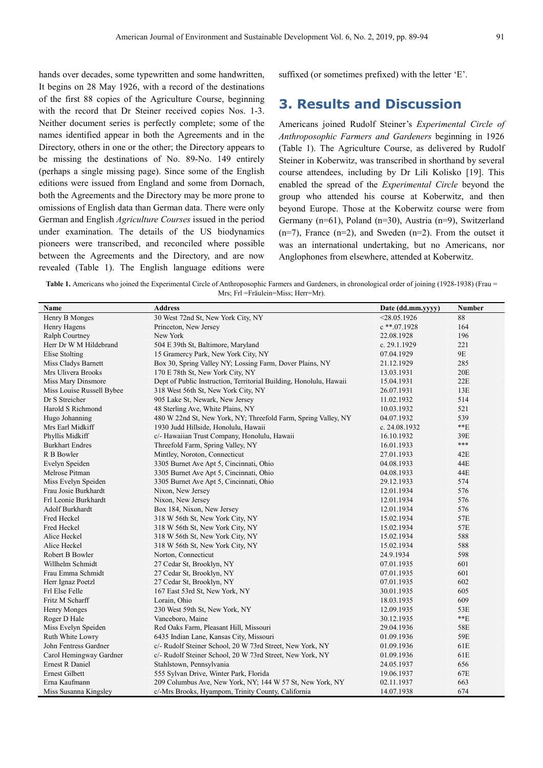hands over decades, some typewritten and some handwritten, It begins on 28 May 1926, with a record of the destinations of the first 88 copies of the Agriculture Course, beginning with the record that Dr Steiner received copies Nos. 1-3. Neither document series is perfectly complete; some of the names identified appear in both the Agreements and in the Directory, others in one or the other; the Directory appears to be missing the destinations of No. 89-No. 149 entirely (perhaps a single missing page). Since some of the English editions were issued from England and some from Dornach, both the Agreements and the Directory may be more prone to omissions of English data than German data. There were only German and English *Agriculture Courses* issued in the period under examination. The details of the US biodynamics pioneers were transcribed, and reconciled where possible between the Agreements and the Directory, and are now revealed (Table 1). The English language editions were suffixed (or sometimes prefixed) with the letter 'E'.

## 3. Results and Discussion

Americans joined Rudolf Steiner's *Experimental Circle of Anthroposophic Farmers and Gardeners* beginning in 1926 (Table 1). The Agriculture Course, as delivered by Rudolf Steiner in Koberwitz, was transcribed in shorthand by several course attendees, including by Dr Lili Kolisko [19]. This enabled the spread of the *Experimental Circle* beyond the group who attended his course at Koberwitz, and then beyond Europe. Those at the Koberwitz course were from Germany (n=61), Poland (n=30), Austria (n=9), Switzerland (n=7), France (n=2), and Sweden (n=2). From the outset it was an international undertaking, but no Americans, nor Anglophones from elsewhere, attended at Koberwitz.

**Table 1.** Americans who joined the Experimental Circle of Anthroposophic Farmers and Gardeners, in chronological order of joining (1928-1938) (Frau = Mrs; Frl =Fräulein=Miss; Herr=Mr).

| Name | Address | Date (dd.mm.yyyy) | Number |
|---|---|---|---|
| Henry B Monges | 30 West 72nd St, New York City, NY | <28.05.1926 | 88 |
| Henry Hagens | Princeton, New Jersey | c **.07.1928 | 164 |
| Ralph Courtney | New York | 22.08.1928 | 196 |
| Herr Dr W M Hildebrand | 504 E 39th St, Baltimore, Maryland | c. 29.1.1929 | 221 |
| Elise Stolting | 15 Gramercy Park, New York City, NY | 07.04.1929 | 9E |
| Miss Cladys Barnett | Box 30, Spring Valley NY; Lossing Farm, Dover Plains, NY | 21.12.1929 | 285 |
| Mrs Ulivera Brooks | 170 E 78th St, New York City, NY | 13.03.1931 | 20E |
| Miss Mary Dinsmore | Dept of Public Instruction, Territorial Building, Honolulu, Hawaii | 15.04.1931 | 22E |
| Miss Louise Russell Bybee | 318 West 56th St, New York City, NY | 26.07.1931 | 13E |
| Dr S Streicher | 905 Lake St, Newark, New Jersey | 11.02.1932 | 514 |
| Harold S Richmond | 48 Sterling Ave, White Plains, NY | 10.03.1932 | 521 |
| Hugo Johanning | 480 W 22nd St, New York, NY; Threefold Farm, Spring Valley, NY | 04.07.1932 | 539 |
| Mrs Earl Midkiff | 1930 Judd Hillside, Honolulu, Hawaii | c. 24.08.1932 | **E |
| Phyllis Midkiff | c/- Hawaiian Trust Company, Honolulu, Hawaii | 16.10.1932 | 39E |
| Burkhart Endres | Threefold Farm, Spring Valley, NY | 16.01.1933 | *** |
| R B Bowler | Mintley, Noroton, Connecticut | 27.01.1933 | 42E |
| Evelyn Speiden | 3305 Burnet Ave Apt 5, Cincinnati, Ohio | 04.08.1933 | 44E |
| Melrose Pitman | 3305 Burnet Ave Apt 5, Cincinnati, Ohio | 04.08.1933 | 44E |
| Miss Evelyn Speiden | 3305 Burnet Ave Apt 5, Cincinnati, Ohio | 29.12.1933 | 574 |
| Frau Josie Burkhardt | Nixon, New Jersey | 12.01.1934 | 576 |
| Frl Leonie Burkhardt | Nixon, New Jersey | 12.01.1934 | 576 |
| Adolf Burkhardt | Box 184, Nixon, New Jersey | 12.01.1934 | 576 |
| Fred Heckel | 318 W 56th St, New York City, NY | 15.02.1934 | 57E |
| Fred Heckel | 318 W 56th St, New York City, NY | 15.02.1934 | 57E |
| Alice Heckel | 318 W 56th St, New York City, NY | 15.02.1934 | 588 |
| Alice Heckel | 318 W 56th St, New York City, NY | 15.02.1934 | 588 |
| Robert B Bowler | Norton, Connecticut | 24.9.1934 | 598 |
| Willhelm Schmidt | 27 Cedar St, Brooklyn, NY | 07.01.1935 | 601 |
| Frau Emma Schmidt | 27 Cedar St, Brooklyn, NY | 07.01.1935 | 601 |
| Herr Ignaz Poetzl | 27 Cedar St, Brooklyn, NY | 07.01.1935 | 602 |
| Frl Else Felle | 167 East 53rd St, New York, NY | 30.01.1935 | 605 |
| Fritz M Scharff | Lorain, Ohio | 18.03.1935 | 609 |
| Henry Monges | 230 West 59th St, New York, NY | 12.09.1935 | 53E |
| Roger D Hale | Vanceboro, Maine | 30.12.1935 | **E |
| Miss Evelyn Speiden | Red Oaks Farm, Pleasant Hill, Missouri | 29.04.1936 | 58E |
| Ruth White Lowry | 6435 Indian Lane, Kansas City, Missouri | 01.09.1936 | 59E |
| John Fentress Gardner | c/- Rudolf Steiner School, 20 W 73rd Street, New York, NY | 01.09.1936 | 61E |
| Carol Hemingway Gardner | c/- Rudolf Steiner School, 20 W 73rd Street, New York, NY | 01.09.1936 | 61E |
| Ernest R Daniel | Stahlstown, Pennsylvania | 24.05.1937 | 656 |
| Ernest Gilbett | 555 Sylvan Drive, Winter Park, Florida | 19.06.1937 | 67E |
| Erna Kaufmann | 209 Columbus Ave, New York, NY; 144 W 57 St, New York, NY | 02.11.1937 | 663 |
| Miss Susanna Kingsley | c/-Mrs Brooks, Hyampom, Trinity County, California | 14.07.1938 | 674 |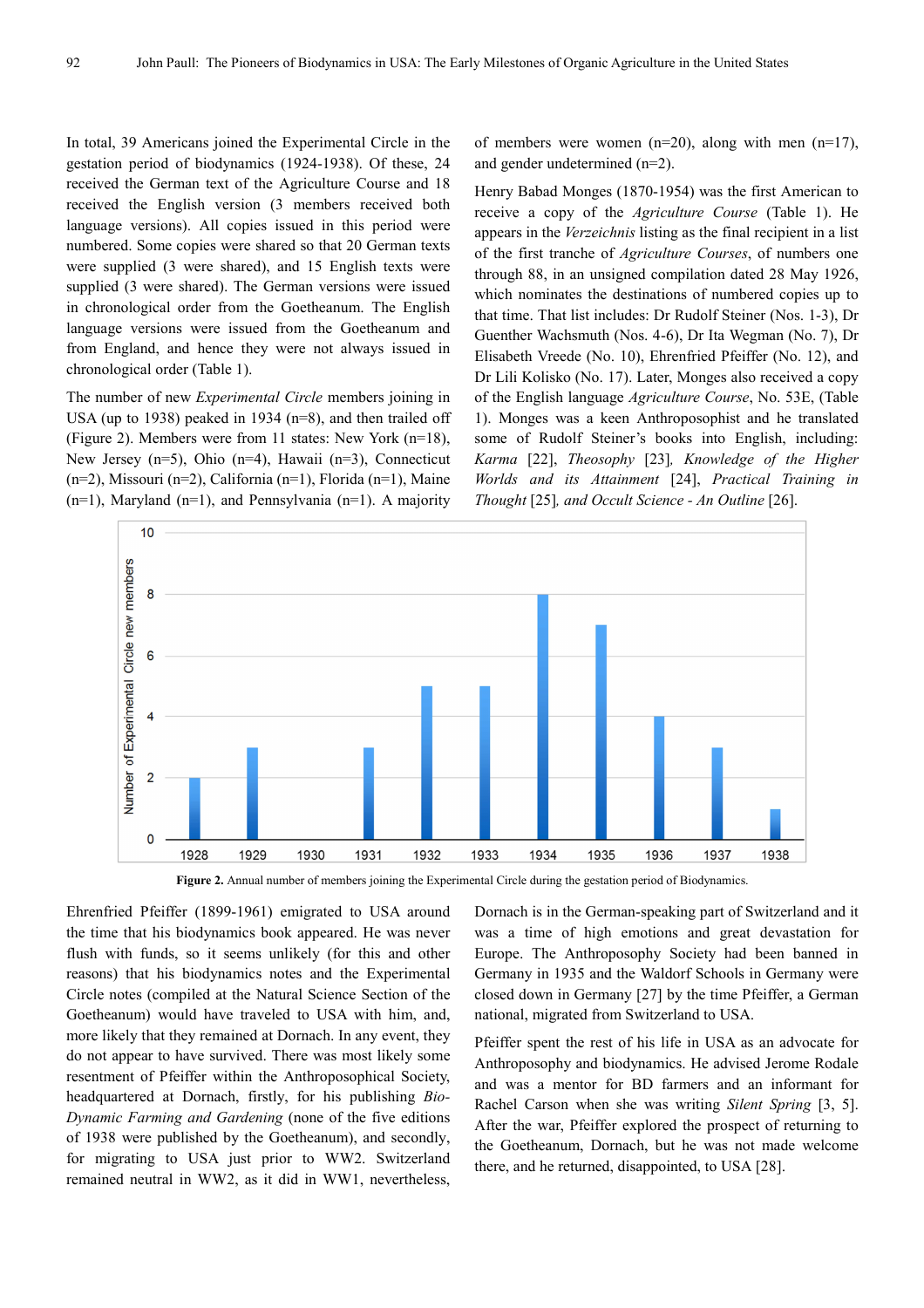In total, 39 Americans joined the Experimental Circle in the gestation period of biodynamics (1924-1938). Of these, 24 received the German text of the Agriculture Course and 18 received the English version (3 members received both language versions). All copies issued in this period were numbered. Some copies were shared so that 20 German texts were supplied (3 were shared), and 15 English texts were supplied (3 were shared). The German versions were issued in chronological order from the Goetheanum. The English language versions were issued from the Goetheanum and from England, and hence they were not always issued in chronological order (Table 1).

The number of new *Experimental Circle* members joining in USA (up to 1938) peaked in 1934 (n=8), and then trailed off (Figure 2). Members were from 11 states: New York (n=18), New Jersey (n=5), Ohio (n=4), Hawaii (n=3), Connecticut (n=2), Missouri (n=2), California (n=1), Florida (n=1), Maine (n=1), Maryland (n=1), and Pennsylvania (n=1). A majority of members were women (n=20), along with men (n=17), and gender undetermined (n=2).

Henry Babad Monges (1870-1954) was the first American to receive a copy of the *Agriculture Course* (Table 1). He appears in the *Verzeichnis* listing as the final recipient in a list of the first tranche of *Agriculture Courses*, of numbers one through 88, in an unsigned compilation dated 28 May 1926, which nominates the destinations of numbered copies up to that time. That list includes: Dr Rudolf Steiner (Nos. 1-3), Dr Guenther Wachsmuth (Nos. 4-6), Dr Ita Wegman (No. 7), Dr Elisabeth Vreede (No. 10), Ehrenfried Pfeiffer (No. 12), and Dr Lili Kolisko (No. 17). Later, Monges also received a copy of the English language *Agriculture Course*, No. 53E, (Table 1). Monges was a keen Anthroposophist and he translated some of Rudolf Steiner's books into English, including: *Karma* [22], *Theosophy* [23], *Knowledge of the Higher Worlds and its Attainment* [24], *Practical Training in Thought* [25], *and Occult Science - An Outline* [26].

**Figure 2.** Annual number of members joining the Experimental Circle during the gestation period of Biodynamics.

Ehrenfried Pfeiffer (1899-1961) emigrated to USA around the time that his biodynamics book appeared. He was never flush with funds, so it seems unlikely (for this and other reasons) that his biodynamics notes and the Experimental Circle notes (compiled at the Natural Science Section of the Goetheanum) would have traveled to USA with him, and, more likely that they remained at Dornach. In any event, they do not appear to have survived. There was most likely some resentment of Pfeiffer within the Anthroposophical Society, headquartered at Dornach, firstly, for his publishing *Bio-Dynamic Farming and Gardening* (none of the five editions of 1938 were published by the Goetheanum), and secondly, for migrating to USA just prior to WW2. Switzerland remained neutral in WW2, as it did in WW1, nevertheless, Dornach is in the German-speaking part of Switzerland and it was a time of high emotions and great devastation for Europe. The Anthroposophy Society had been banned in Germany in 1935 and the Waldorf Schools in Germany were closed down in Germany [27] by the time Pfeiffer, a German national, migrated from Switzerland to USA.

Pfeiffer spent the rest of his life in USA as an advocate for Anthroposophy and biodynamics. He advised Jerome Rodale and was a mentor for BD farmers and an informant for Rachel Carson when she was writing *Silent Spring* [3, 5]. After the war, Pfeiffer explored the prospect of returning to the Goetheanum, Dornach, but he was not made welcome there, and he returned, disappointed, to USA [28].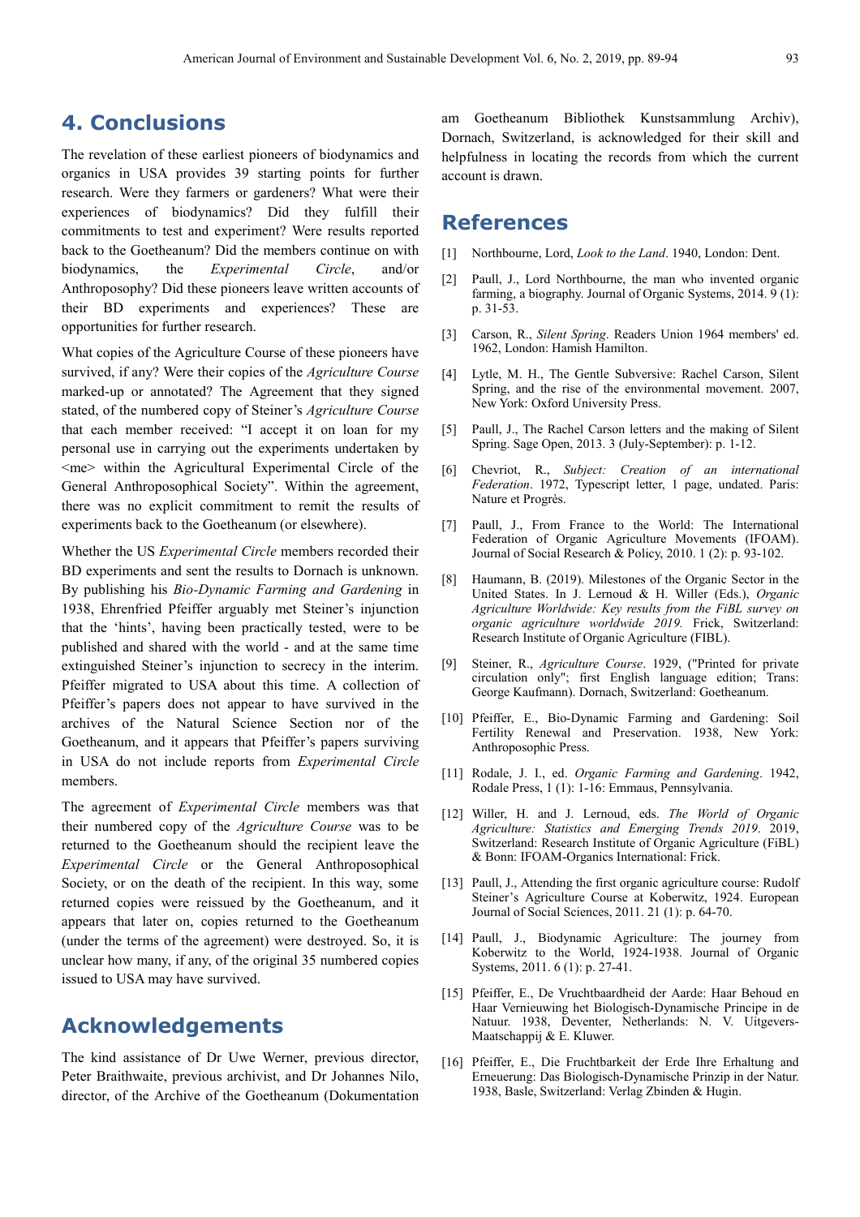## 4. Conclusions

The revelation of these earliest pioneers of biodynamics and organics in USA provides 39 starting points for further research. Were they farmers or gardeners? What were their experiences of biodynamics? Did they fulfill their commitments to test and experiment? Were results reported back to the Goetheanum? Did the members continue on with biodynamics, the *Experimental Circle*, and/or Anthroposophy? Did these pioneers leave written accounts of their BD experiments and experiences? These are opportunities for further research.

What copies of the Agriculture Course of these pioneers have survived, if any? Were their copies of the *Agriculture Course* marked-up or annotated? The Agreement that they signed stated, of the numbered copy of Steiner's *Agriculture Course* that each member received: "I accept it on loan for my personal use in carrying out the experiments undertaken by <me> within the Agricultural Experimental Circle of the General Anthroposophical Society". Within the agreement, there was no explicit commitment to remit the results of experiments back to the Goetheanum (or elsewhere).

Whether the US *Experimental Circle* members recorded their BD experiments and sent the results to Dornach is unknown. By publishing his *Bio-Dynamic Farming and Gardening* in 1938, Ehrenfried Pfeiffer arguably met Steiner's injunction that the 'hints', having been practically tested, were to be published and shared with the world - and at the same time extinguished Steiner's injunction to secrecy in the interim. Pfeiffer migrated to USA about this time. A collection of Pfeiffer's papers does not appear to have survived in the archives of the Natural Science Section nor of the Goetheanum, and it appears that Pfeiffer's papers surviving in USA do not include reports from *Experimental Circle* members.

The agreement of *Experimental Circle* members was that their numbered copy of the *Agriculture Course* was to be returned to the Goetheanum should the recipient leave the *Experimental Circle* or the General Anthroposophical Society, or on the death of the recipient. In this way, some returned copies were reissued by the Goetheanum, and it appears that later on, copies returned to the Goetheanum (under the terms of the agreement) were destroyed. So, it is unclear how many, if any, of the original 35 numbered copies issued to USA may have survived.

## Acknowledgements

The kind assistance of Dr Uwe Werner, previous director, Peter Braithwaite, previous archivist, and Dr Johannes Nilo, director, of the Archive of the Goetheanum (Dokumentation am Goetheanum Bibliothek Kunstsammlung Archiv), Dornach, Switzerland, is acknowledged for their skill and helpfulness in locating the records from which the current account is drawn.

## References

[1] Northbourne, Lord, *Look to the Land*. 1940, London: Dent.

[2] Paull, J., Lord Northbourne, the man who invented organic farming, a biography. Journal of Organic Systems, 2014. 9 (1): p. 31-53.

[3] Carson, R., *Silent Spring*. Readers Union 1964 members' ed. 1962, London: Hamish Hamilton.

[4] Lytle, M. H., The Gentle Subversive: Rachel Carson, Silent Spring, and the rise of the environmental movement. 2007, New York: Oxford University Press.

[5] Paull, J., The Rachel Carson letters and the making of Silent Spring. Sage Open, 2013. 3 (July-September): p. 1-12.

[6] Chevriot, R., *Subject: Creation of an international Federation*. 1972, Typescript letter, 1 page, undated. Paris: Nature et Progrès.

[7] Paull, J., From France to the World: The International Federation of Organic Agriculture Movements (IFOAM). Journal of Social Research & Policy, 2010. 1 (2): p. 93-102.

[8] Haumann, B. (2019). Milestones of the Organic Sector in the United States. In J. Lernoud & H. Willer (Eds.), *Organic Agriculture Worldwide: Key results from the FiBL survey on organic agriculture worldwide 2019.* Frick, Switzerland: Research Institute of Organic Agriculture (FIBL).

[9] Steiner, R., *Agriculture Course*. 1929, ("Printed for private circulation only"; first English language edition; Trans: George Kaufmann). Dornach, Switzerland: Goetheanum.

[10] Pfeiffer, E., Bio-Dynamic Farming and Gardening: Soil Fertility Renewal and Preservation. 1938, New York: Anthroposophic Press.

[11] Rodale, J. I., ed. *Organic Farming and Gardening*. 1942, Rodale Press, 1 (1): 1-16: Emmaus, Pennsylvania.

[12] Willer, H. and J. Lernoud, eds. *The World of Organic Agriculture: Statistics and Emerging Trends 2019*. 2019, Switzerland: Research Institute of Organic Agriculture (FiBL) & Bonn: IFOAM-Organics International: Frick.

[13] Paull, J., Attending the first organic agriculture course: Rudolf Steiner's Agriculture Course at Koberwitz, 1924. European Journal of Social Sciences, 2011. 21 (1): p. 64-70.

[14] Paull, J., Biodynamic Agriculture: The journey from Koberwitz to the World, 1924-1938. Journal of Organic Systems, 2011. 6 (1): p. 27-41.

[15] Pfeiffer, E., De Vruchtbaardheid der Aarde: Haar Behoud en Haar Vernieuwing het Biologisch-Dynamische Principe in de Natuur. 1938, Deventer, Netherlands: N. V. Uitgevers-Maatschappij & E. Kluwer.

[16] Pfeiffer, E., Die Fruchtbarkeit der Erde Ihre Erhaltung and Erneuerung: Das Biologisch-Dynamische Prinzip in der Natur. 1938, Basle, Switzerland: Verlag Zbinden & Hugin.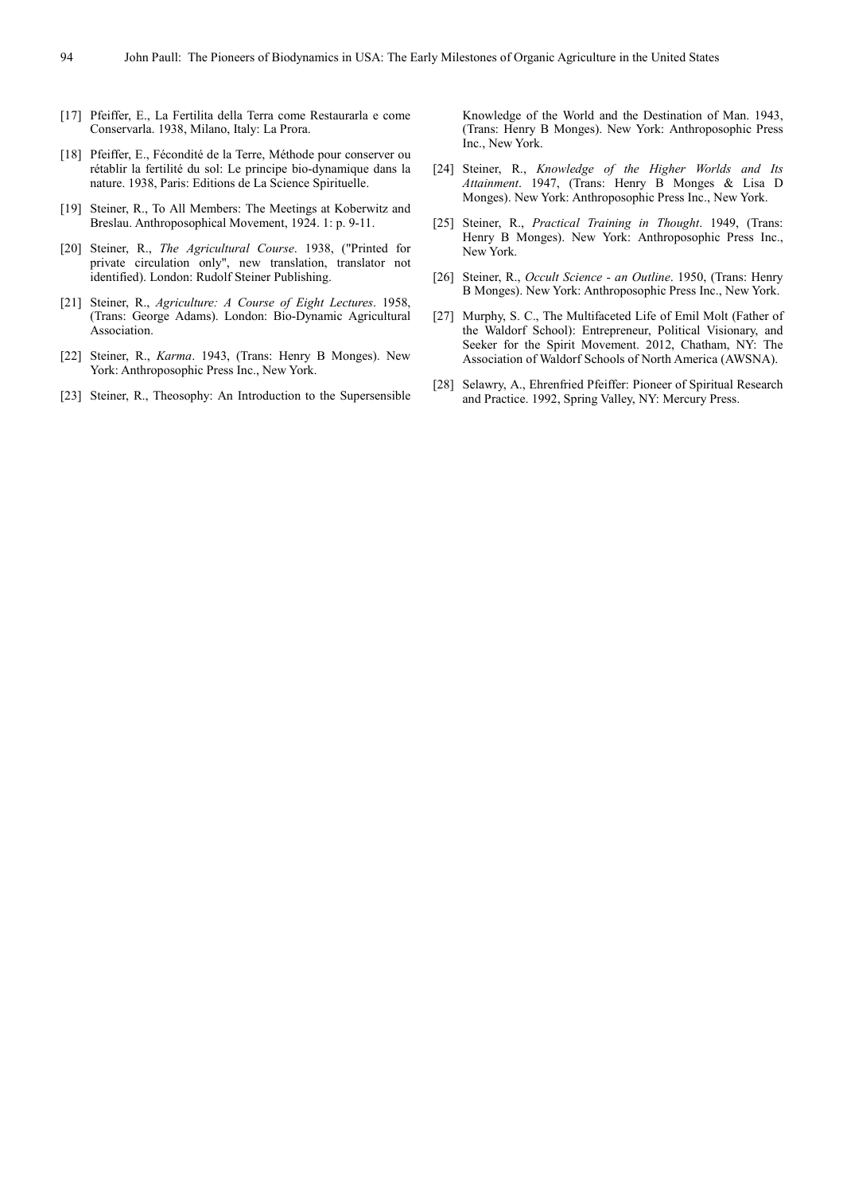[17] Pfeiffer, E., La Fertilita della Terra come Restaurarla e come Conservarla. 1938, Milano, Italy: La Prora.

[18] Pfeiffer, E., Fécondité de la Terre, Méthode pour conserver ou rétablir la fertilité du sol: Le principe bio-dynamique dans la nature. 1938, Paris: Editions de La Science Spirituelle.

[19] Steiner, R., To All Members: The Meetings at Koberwitz and Breslau. Anthroposophical Movement, 1924. 1: p. 9-11.

[20] Steiner, R., *The Agricultural Course*. 1938, ("Printed for private circulation only", new translation, translator not identified). London: Rudolf Steiner Publishing.

[21] Steiner, R., *Agriculture: A Course of Eight Lectures*. 1958, (Trans: George Adams). London: Bio-Dynamic Agricultural Association.

[22] Steiner, R., *Karma*. 1943, (Trans: Henry B Monges). New York: Anthroposophic Press Inc., New York.

[23] Steiner, R., Theosophy: An Introduction to the Supersensible Knowledge of the World and the Destination of Man. 1943, (Trans: Henry B Monges). New York: Anthroposophic Press Inc., New York.

[24] Steiner, R., *Knowledge of the Higher Worlds and Its Attainment*. 1947, (Trans: Henry B Monges & Lisa D Monges). New York: Anthroposophic Press Inc., New York.

[25] Steiner, R., *Practical Training in Thought*. 1949, (Trans: Henry B Monges). New York: Anthroposophic Press Inc., New York.

[26] Steiner, R., *Occult Science - an Outline*. 1950, (Trans: Henry B Monges). New York: Anthroposophic Press Inc., New York.

[27] Murphy, S. C., The Multifaceted Life of Emil Molt (Father of the Waldorf School): Entrepreneur, Political Visionary, and Seeker for the Spirit Movement. 2012, Chatham, NY: The Association of Waldorf Schools of North America (AWSNA).

[28] Selawry, A., Ehrenfried Pfeiffer: Pioneer of Spiritual Research and Practice. 1992, Spring Valley, NY: Mercury Press.